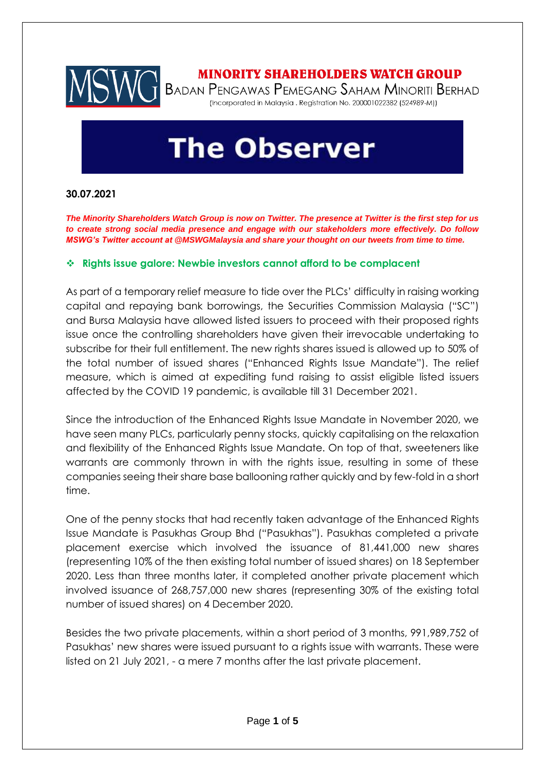**MINORITY SHAREHOLDERS WATCH GROUP**

BADAN PENGAWAS PEMEGANG SAHAM MINORITI BERHAD

(Incorporated in Malaysia . Registration No. 200001022382 (524989-M))

# The Observer

**30.07.2021**

***The Minority Shareholders Watch Group is now on Twitter. The presence at Twitter is the first step for us to create strong social media presence and engage with our stakeholders more effectively. Do follow MSWG's Twitter account at @MSWGMalaysia and share your thought on our tweets from time to time.***

## ❖ Rights issue galore: Newbie investors cannot afford to be complacent

As part of a temporary relief measure to tide over the PLCs' difficulty in raising working capital and repaying bank borrowings, the Securities Commission Malaysia ("SC") and Bursa Malaysia have allowed listed issuers to proceed with their proposed rights issue once the controlling shareholders have given their irrevocable undertaking to subscribe for their full entitlement. The new rights shares issued is allowed up to 50% of the total number of issued shares ("Enhanced Rights Issue Mandate"). The relief measure, which is aimed at expediting fund raising to assist eligible listed issuers affected by the COVID 19 pandemic, is available till 31 December 2021.

Since the introduction of the Enhanced Rights Issue Mandate in November 2020, we have seen many PLCs, particularly penny stocks, quickly capitalising on the relaxation and flexibility of the Enhanced Rights Issue Mandate. On top of that, sweeteners like warrants are commonly thrown in with the rights issue, resulting in some of these companies seeing their share base ballooning rather quickly and by few-fold in a short time.

One of the penny stocks that had recently taken advantage of the Enhanced Rights Issue Mandate is Pasukhas Group Bhd ("Pasukhas"). Pasukhas completed a private placement exercise which involved the issuance of 81,441,000 new shares (representing 10% of the then existing total number of issued shares) on 18 September 2020. Less than three months later, it completed another private placement which involved issuance of 268,757,000 new shares (representing 30% of the existing total number of issued shares) on 4 December 2020.

Besides the two private placements, within a short period of 3 months, 991,989,752 of Pasukhas' new shares were issued pursuant to a rights issue with warrants. These were listed on 21 July 2021, - a mere 7 months after the last private placement.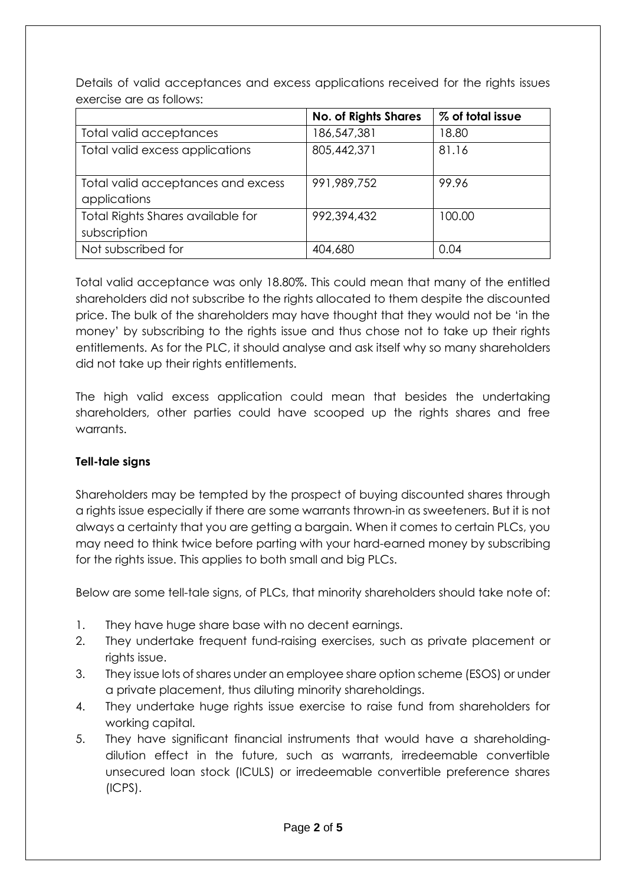Details of valid acceptances and excess applications received for the rights issues exercise are as follows:

| | No. of Rights Shares | % of total issue |
|---|---|---|
| Total valid acceptances | 186,547,381 | 18.80 |
| Total valid excess applications | 805,442,371 | 81.16 |
| Total valid acceptances and excess applications | 991,989,752 | 99.96 |
| Total Rights Shares available for subscription | 992,394,432 | 100.00 |
| Not subscribed for | 404,680 | 0.04 |

Total valid acceptance was only 18.80%. This could mean that many of the entitled shareholders did not subscribe to the rights allocated to them despite the discounted price. The bulk of the shareholders may have thought that they would not be 'in the money' by subscribing to the rights issue and thus chose not to take up their rights entitlements. As for the PLC, it should analyse and ask itself why so many shareholders did not take up their rights entitlements.

The high valid excess application could mean that besides the undertaking shareholders, other parties could have scooped up the rights shares and free warrants.

**Tell-tale signs**

Shareholders may be tempted by the prospect of buying discounted shares through a rights issue especially if there are some warrants thrown-in as sweeteners. But it is not always a certainty that you are getting a bargain. When it comes to certain PLCs, you may need to think twice before parting with your hard-earned money by subscribing for the rights issue. This applies to both small and big PLCs.

Below are some tell-tale signs, of PLCs, that minority shareholders should take note of:

1. They have huge share base with no decent earnings.
2. They undertake frequent fund-raising exercises, such as private placement or rights issue.
3. They issue lots of shares under an employee share option scheme (ESOS) or under a private placement, thus diluting minority shareholdings.
4. They undertake huge rights issue exercise to raise fund from shareholders for working capital.
5. They have significant financial instruments that would have a shareholding-dilution effect in the future, such as warrants, irredeemable convertible unsecured loan stock (ICULS) or irredeemable convertible preference shares (ICPS).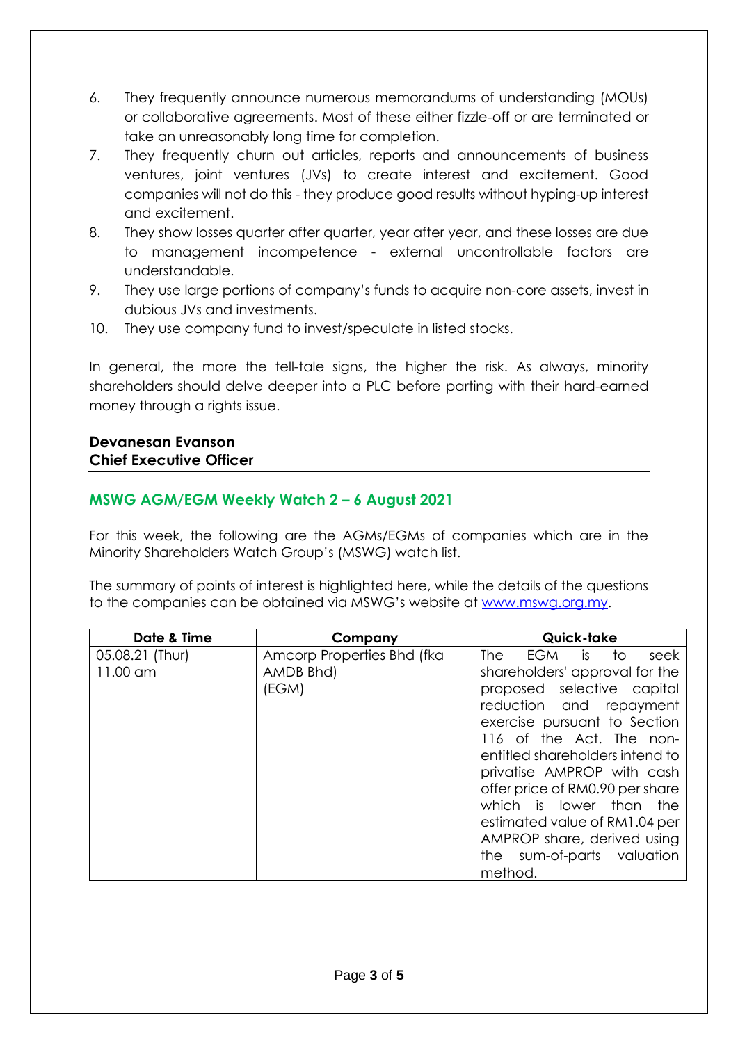6. They frequently announce numerous memorandums of understanding (MOUs) or collaborative agreements. Most of these either fizzle-off or are terminated or take an unreasonably long time for completion.
7. They frequently churn out articles, reports and announcements of business ventures, joint ventures (JVs) to create interest and excitement. Good companies will not do this - they produce good results without hyping-up interest and excitement.
8. They show losses quarter after quarter, year after year, and these losses are due to management incompetence - external uncontrollable factors are understandable.
9. They use large portions of company's funds to acquire non-core assets, invest in dubious JVs and investments.
10. They use company fund to invest/speculate in listed stocks.

In general, the more the tell-tale signs, the higher the risk. As always, minority shareholders should delve deeper into a PLC before parting with their hard-earned money through a rights issue.

**Devanesan Evanson**
**Chief Executive Officer**

## MSWG AGM/EGM Weekly Watch 2 – 6 August 2021

For this week, the following are the AGMs/EGMs of companies which are in the Minority Shareholders Watch Group's (MSWG) watch list.

The summary of points of interest is highlighted here, while the details of the questions to the companies can be obtained via MSWG's website at www.mswg.org.my.

| Date & Time | Company | Quick-take |
| --- | --- | --- |
| 05.08.21 (Thur) 11.00 am | Amcorp Properties Bhd (fka AMDB Bhd) (EGM) | The EGM is to seek shareholders' approval for the proposed selective capital reduction and repayment exercise pursuant to Section 116 of the Act. The non-entitled shareholders intend to privatise AMPROP with cash offer price of RM0.90 per share which is lower than the estimated value of RM1.04 per AMPROP share, derived using the sum-of-parts valuation method. |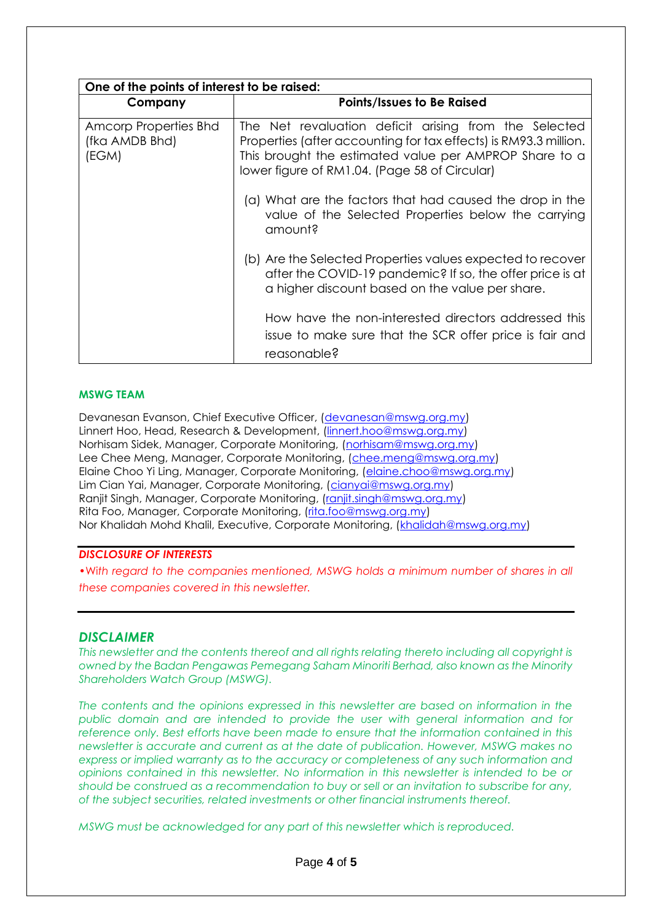| One of the points of interest to be raised: | |
|---|---|
| **Company** | **Points/Issues to Be Raised** |
| Amcorp Properties Bhd (fka AMDB Bhd) (EGM) | The Net revaluation deficit arising from the Selected Properties (after accounting for tax effects) is RM93.3 million. This brought the estimated value per AMPROP Share to a lower figure of RM1.04. (Page 58 of Circular)<br><br>(a) What are the factors that had caused the drop in the value of the Selected Properties below the carrying amount?<br><br>(b) Are the Selected Properties values expected to recover after the COVID-19 pandemic? If so, the offer price is at a higher discount based on the value per share.<br><br>How have the non-interested directors addressed this issue to make sure that the SCR offer price is fair and reasonable? |

**MSWG TEAM**

Devanesan Evanson, Chief Executive Officer, (devanesan@mswg.org.my)
Linnert Hoo, Head, Research & Development, (linnert.hoo@mswg.org.my)
Norhisam Sidek, Manager, Corporate Monitoring, (norhisam@mswg.org.my)
Lee Chee Meng, Manager, Corporate Monitoring, (chee.meng@mswg.org.my)
Elaine Choo Yi Ling, Manager, Corporate Monitoring, (elaine.choo@mswg.org.my)
Lim Cian Yai, Manager, Corporate Monitoring, (cianyai@mswg.org.my)
Ranjit Singh, Manager, Corporate Monitoring, (ranjit.singh@mswg.org.my)
Rita Foo, Manager, Corporate Monitoring, (rita.foo@mswg.org.my)
Nor Khalidah Mohd Khalil, Executive, Corporate Monitoring, (khalidah@mswg.org.my)

***DISCLOSURE OF INTERESTS***

*•With regard to the companies mentioned, MSWG holds a minimum number of shares in all these companies covered in this newsletter.*

## *DISCLAIMER*

*This newsletter and the contents thereof and all rights relating thereto including all copyright is owned by the Badan Pengawas Pemegang Saham Minoriti Berhad, also known as the Minority Shareholders Watch Group (MSWG).*

*The contents and the opinions expressed in this newsletter are based on information in the public domain and are intended to provide the user with general information and for reference only. Best efforts have been made to ensure that the information contained in this newsletter is accurate and current as at the date of publication. However, MSWG makes no express or implied warranty as to the accuracy or completeness of any such information and opinions contained in this newsletter. No information in this newsletter is intended to be or should be construed as a recommendation to buy or sell or an invitation to subscribe for any, of the subject securities, related investments or other financial instruments thereof.*

*MSWG must be acknowledged for any part of this newsletter which is reproduced.*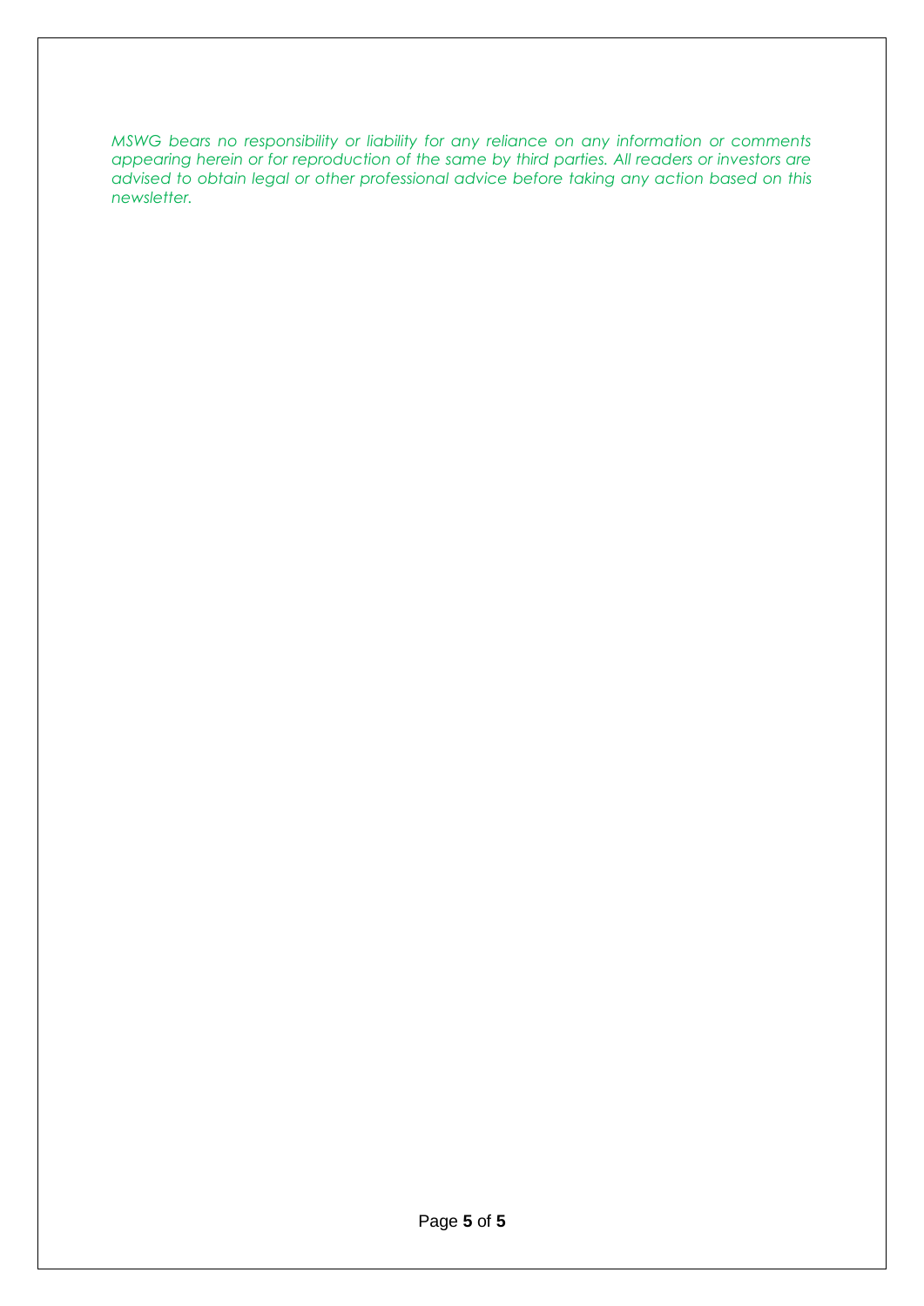*MSWG bears no responsibility or liability for any reliance on any information or comments appearing herein or for reproduction of the same by third parties. All readers or investors are advised to obtain legal or other professional advice before taking any action based on this newsletter.*